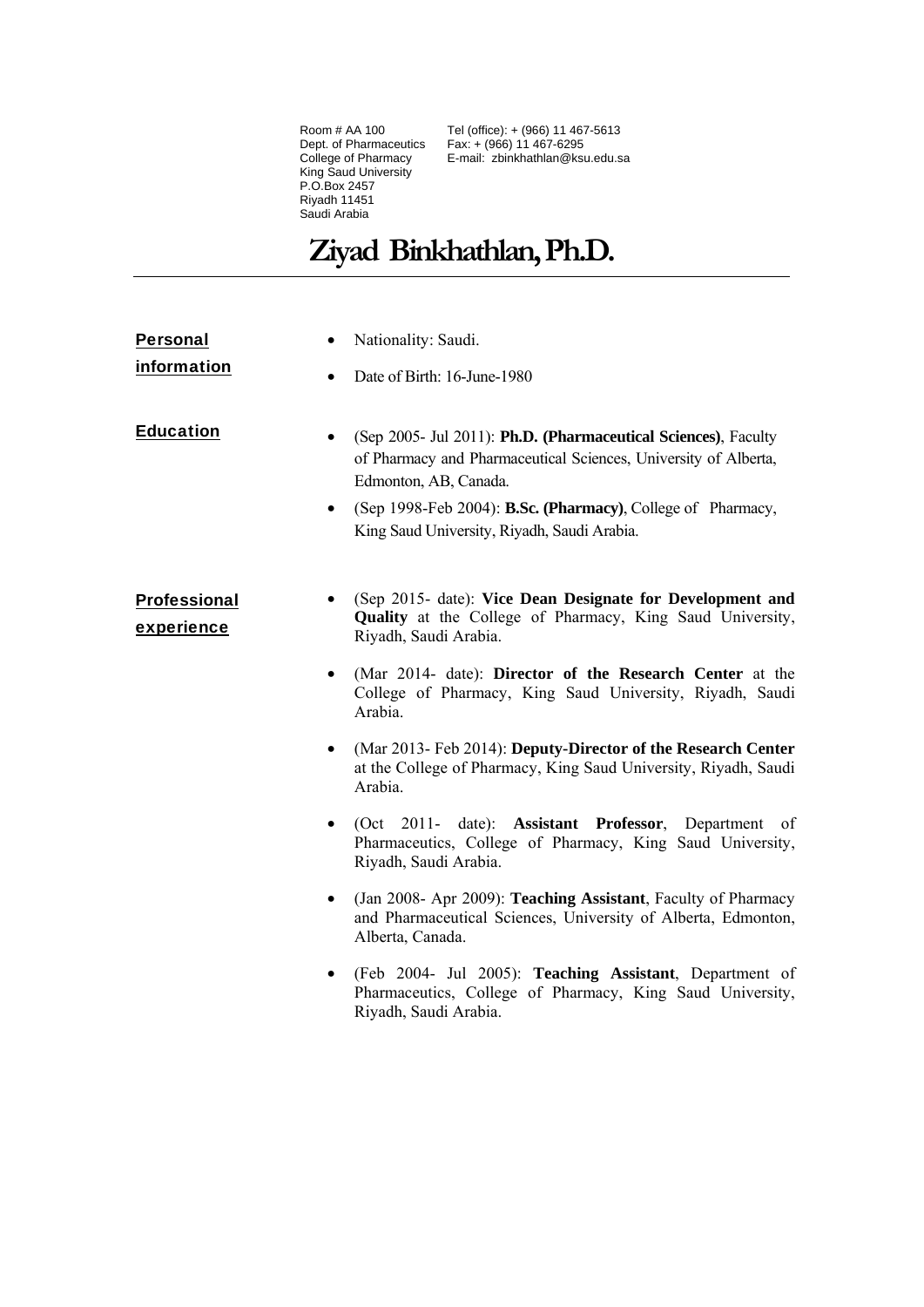Room # AA 100
Dept. of Pharmaceutics
College of Pharmacy
King Saud University
P.O.Box 2457
Riyadh 11451
Saudi Arabia

Tel (office): + (966) 11 467-5613
Fax: + (966) 11 467-6295
E-mail: zbinkhathlan@ksu.edu.sa

# Ziyad Binkhathlan, Ph.D.

## Personal information

- Nationality: Saudi.
- Date of Birth: 16-June-1980

## Education

- (Sep 2005- Jul 2011): **Ph.D. (Pharmaceutical Sciences)**, Faculty of Pharmacy and Pharmaceutical Sciences, University of Alberta, Edmonton, AB, Canada.
- (Sep 1998-Feb 2004): **B.Sc. (Pharmacy)**, College of Pharmacy, King Saud University, Riyadh, Saudi Arabia.

## Professional experience

- (Sep 2015- date): **Vice Dean Designate for Development and Quality** at the College of Pharmacy, King Saud University, Riyadh, Saudi Arabia.
- (Mar 2014- date): **Director of the Research Center** at the College of Pharmacy, King Saud University, Riyadh, Saudi Arabia.
- (Mar 2013- Feb 2014): **Deputy-Director of the Research Center** at the College of Pharmacy, King Saud University, Riyadh, Saudi Arabia.
- (Oct 2011- date): **Assistant Professor**, Department of Pharmaceutics, College of Pharmacy, King Saud University, Riyadh, Saudi Arabia.
- (Jan 2008- Apr 2009): **Teaching Assistant**, Faculty of Pharmacy and Pharmaceutical Sciences, University of Alberta, Edmonton, Alberta, Canada.
- (Feb 2004- Jul 2005): **Teaching Assistant**, Department of Pharmaceutics, College of Pharmacy, King Saud University, Riyadh, Saudi Arabia.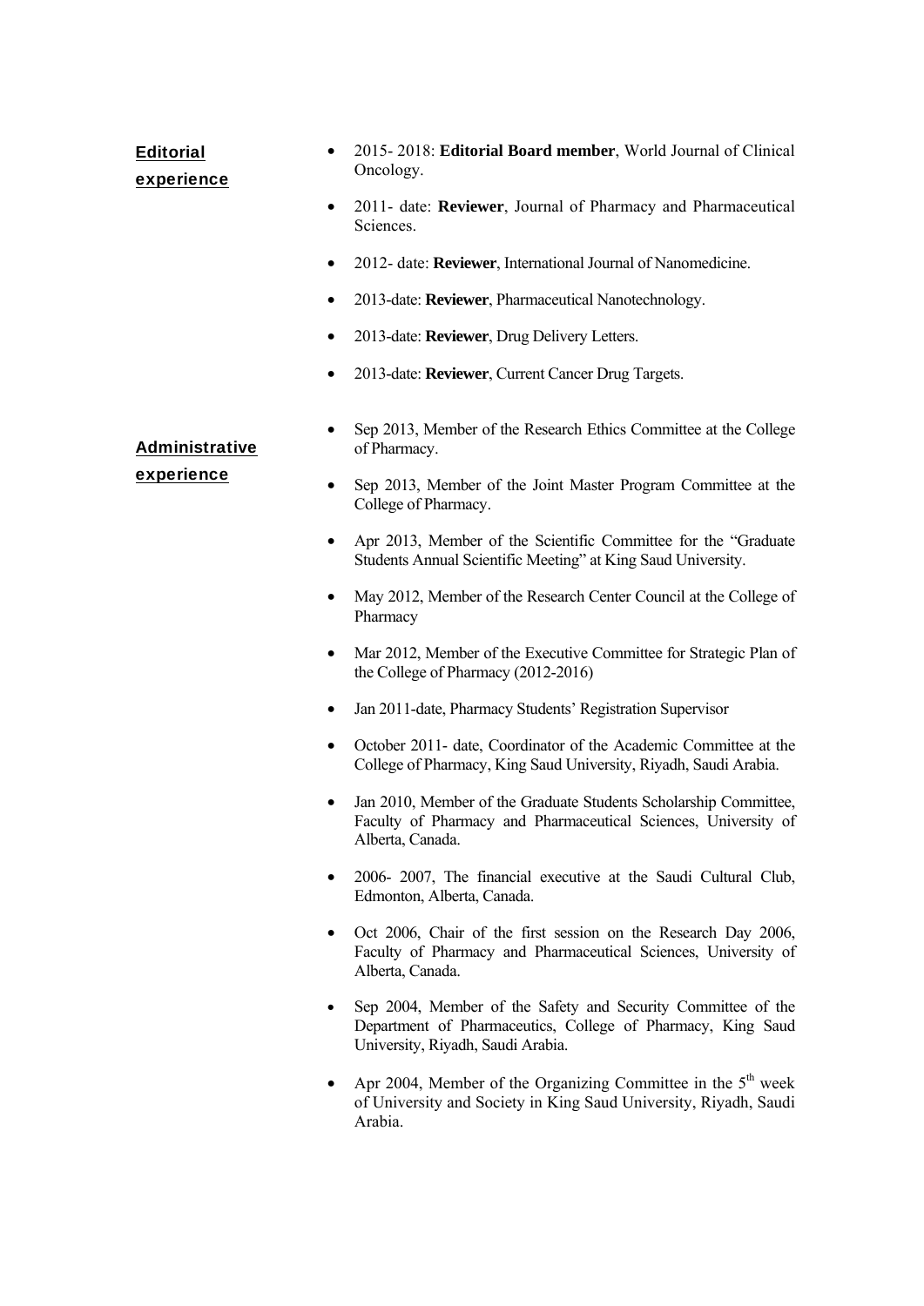## Editorial experience

- 2015- 2018: **Editorial Board member**, World Journal of Clinical Oncology.
- 2011- date: **Reviewer**, Journal of Pharmacy and Pharmaceutical Sciences.
- 2012- date: **Reviewer**, International Journal of Nanomedicine.
- 2013-date: **Reviewer**, Pharmaceutical Nanotechnology.
- 2013-date: **Reviewer**, Drug Delivery Letters.
- 2013-date: **Reviewer**, Current Cancer Drug Targets.

## Administrative experience

- Sep 2013, Member of the Research Ethics Committee at the College of Pharmacy.
- Sep 2013, Member of the Joint Master Program Committee at the College of Pharmacy.
- Apr 2013, Member of the Scientific Committee for the "Graduate Students Annual Scientific Meeting" at King Saud University.
- May 2012, Member of the Research Center Council at the College of Pharmacy
- Mar 2012, Member of the Executive Committee for Strategic Plan of the College of Pharmacy (2012-2016)
- Jan 2011-date, Pharmacy Students' Registration Supervisor
- October 2011- date, Coordinator of the Academic Committee at the College of Pharmacy, King Saud University, Riyadh, Saudi Arabia.
- Jan 2010, Member of the Graduate Students Scholarship Committee, Faculty of Pharmacy and Pharmaceutical Sciences, University of Alberta, Canada.
- 2006- 2007, The financial executive at the Saudi Cultural Club, Edmonton, Alberta, Canada.
- Oct 2006, Chair of the first session on the Research Day 2006, Faculty of Pharmacy and Pharmaceutical Sciences, University of Alberta, Canada.
- Sep 2004, Member of the Safety and Security Committee of the Department of Pharmaceutics, College of Pharmacy, King Saud University, Riyadh, Saudi Arabia.
- Apr 2004, Member of the Organizing Committee in the 5th week of University and Society in King Saud University, Riyadh, Saudi Arabia.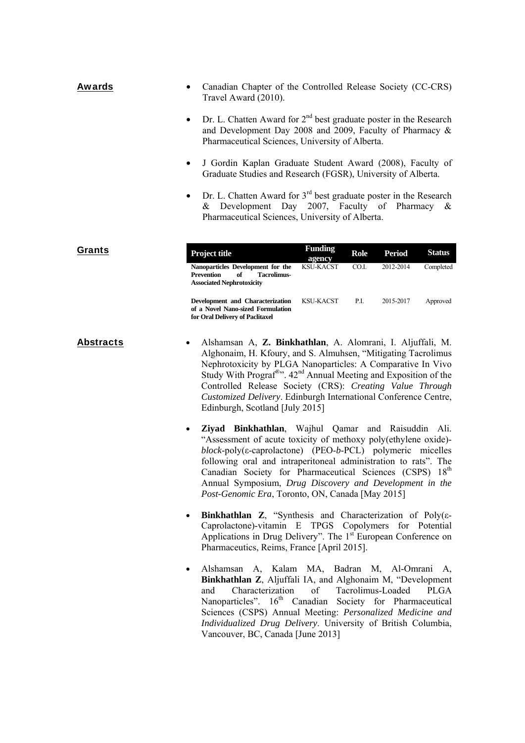## Awards

- Canadian Chapter of the Controlled Release Society (CC-CRS) Travel Award (2010).
- Dr. L. Chatten Award for 2nd best graduate poster in the Research and Development Day 2008 and 2009, Faculty of Pharmacy & Pharmaceutical Sciences, University of Alberta.
- J Gordin Kaplan Graduate Student Award (2008), Faculty of Graduate Studies and Research (FGSR), University of Alberta.
- Dr. L. Chatten Award for 3rd best graduate poster in the Research & Development Day 2007, Faculty of Pharmacy & Pharmaceutical Sciences, University of Alberta.

## Grants

| Project title | Funding agency | Role | Period | Status |
|---|---|---|---|---|
| **Nanoparticles Development for the Prevention of Tacrolimus-Associated Nephrotoxicity** | KSU-KACST | CO.I. | 2012-2014 | Completed |
| **Development and Characterization of a Novel Nano-sized Formulation for Oral Delivery of Paclitaxel** | KSU-KACST | P.I. | 2015-2017 | Approved |

## Abstracts

- Alshamsan A, **Z. Binkhathlan**, A. Alomrani, I. Aljuffali, M. Alghonaim, H. Kfoury, and S. Almuhsen, "Mitigating Tacrolimus Nephrotoxicity by PLGA Nanoparticles: A Comparative In Vivo Study With Prograf®". 42nd Annual Meeting and Exposition of the Controlled Release Society (CRS): *Creating Value Through Customized Delivery*. Edinburgh International Conference Centre, Edinburgh, Scotland [July 2015]
- **Ziyad Binkhathlan**, Wajhul Qamar and Raisuddin Ali. "Assessment of acute toxicity of methoxy poly(ethylene oxide)-*block*-poly(ε-caprolactone) (PEO-*b*-PCL) polymeric micelles following oral and intraperitoneal administration to rats". The Canadian Society for Pharmaceutical Sciences (CSPS) 18th Annual Symposium, *Drug Discovery and Development in the Post-Genomic Era*, Toronto, ON, Canada [May 2015]
- **Binkhathlan Z**, "Synthesis and Characterization of Poly(ε-Caprolactone)-vitamin E TPGS Copolymers for Potential Applications in Drug Delivery". The 1st European Conference on Pharmaceutics, Reims, France [April 2015].
- Alshamsan A, Kalam MA, Badran M, Al-Omrani A, **Binkhathlan Z**, Aljuffali IA, and Alghonaim M, "Development and Characterization of Tacrolimus-Loaded PLGA Nanoparticles". 16th Canadian Society for Pharmaceutical Sciences (CSPS) Annual Meeting: *Personalized Medicine and Individualized Drug Delivery*. University of British Columbia, Vancouver, BC, Canada [June 2013]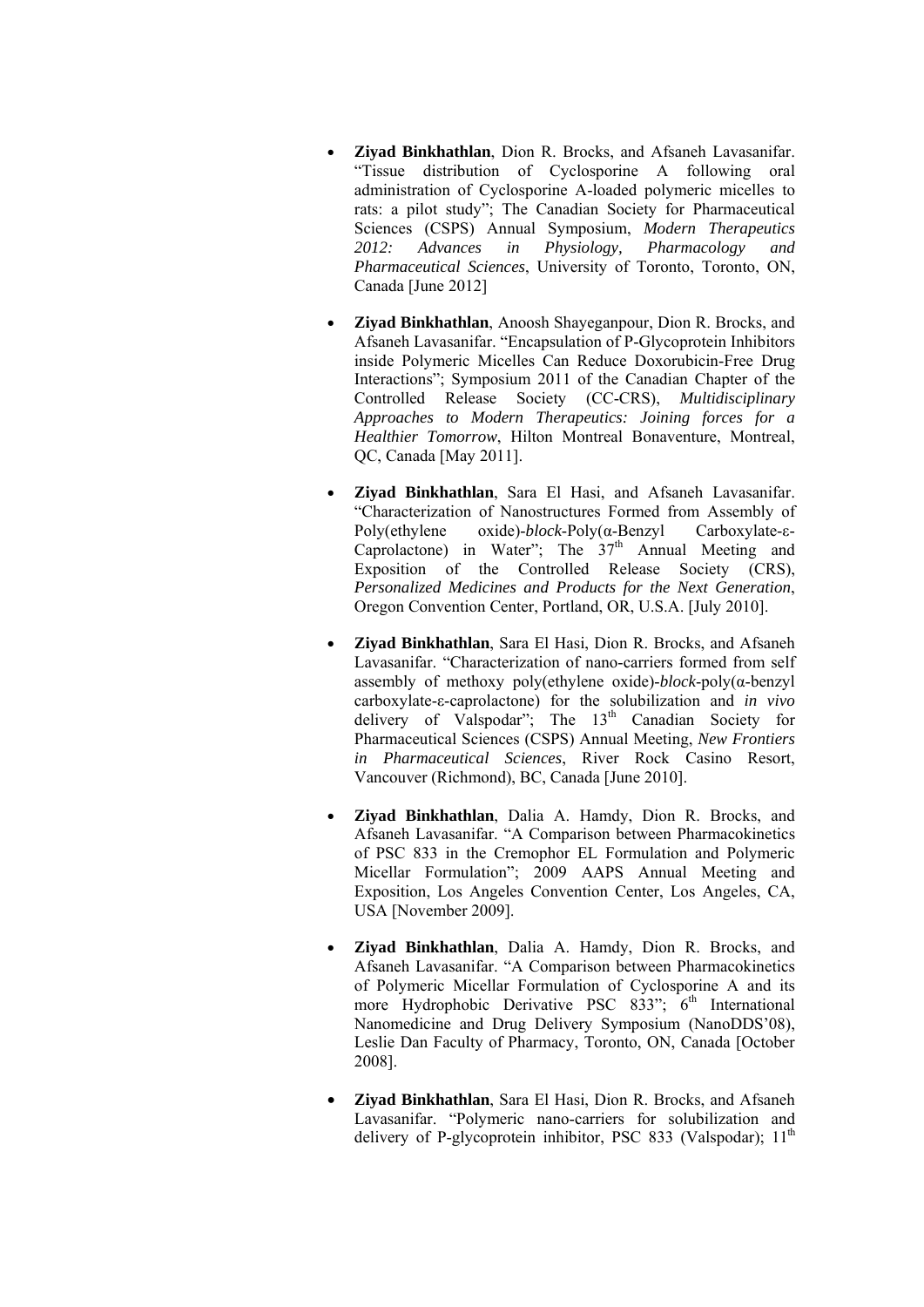- **Ziyad Binkhathlan**, Dion R. Brocks, and Afsaneh Lavasanifar. "Tissue distribution of Cyclosporine A following oral administration of Cyclosporine A-loaded polymeric micelles to rats: a pilot study"; The Canadian Society for Pharmaceutical Sciences (CSPS) Annual Symposium, *Modern Therapeutics 2012: Advances in Physiology, Pharmacology and Pharmaceutical Sciences*, University of Toronto, Toronto, ON, Canada [June 2012]

- **Ziyad Binkhathlan**, Anoosh Shayeganpour, Dion R. Brocks, and Afsaneh Lavasanifar. "Encapsulation of P-Glycoprotein Inhibitors inside Polymeric Micelles Can Reduce Doxorubicin-Free Drug Interactions"; Symposium 2011 of the Canadian Chapter of the Controlled Release Society (CC-CRS), *Multidisciplinary Approaches to Modern Therapeutics: Joining forces for a Healthier Tomorrow*, Hilton Montreal Bonaventure, Montreal, QC, Canada [May 2011].

- **Ziyad Binkhathlan**, Sara El Hasi, and Afsaneh Lavasanifar. "Characterization of Nanostructures Formed from Assembly of Poly(ethylene oxide)-*block*-Poly(α-Benzyl Carboxylate-ε-Caprolactone) in Water"; The 37th Annual Meeting and Exposition of the Controlled Release Society (CRS), *Personalized Medicines and Products for the Next Generation*, Oregon Convention Center, Portland, OR, U.S.A. [July 2010].

- **Ziyad Binkhathlan**, Sara El Hasi, Dion R. Brocks, and Afsaneh Lavasanifar. "Characterization of nano-carriers formed from self assembly of methoxy poly(ethylene oxide)-*block*-poly(α-benzyl carboxylate-ε-caprolactone) for the solubilization and *in vivo* delivery of Valspodar"; The 13th Canadian Society for Pharmaceutical Sciences (CSPS) Annual Meeting, *New Frontiers in Pharmaceutical Sciences*, River Rock Casino Resort, Vancouver (Richmond), BC, Canada [June 2010].

- **Ziyad Binkhathlan**, Dalia A. Hamdy, Dion R. Brocks, and Afsaneh Lavasanifar. "A Comparison between Pharmacokinetics of PSC 833 in the Cremophor EL Formulation and Polymeric Micellar Formulation"; 2009 AAPS Annual Meeting and Exposition, Los Angeles Convention Center, Los Angeles, CA, USA [November 2009].

- **Ziyad Binkhathlan**, Dalia A. Hamdy, Dion R. Brocks, and Afsaneh Lavasanifar. "A Comparison between Pharmacokinetics of Polymeric Micellar Formulation of Cyclosporine A and its more Hydrophobic Derivative PSC 833"; 6th International Nanomedicine and Drug Delivery Symposium (NanoDDS'08), Leslie Dan Faculty of Pharmacy, Toronto, ON, Canada [October 2008].

- **Ziyad Binkhathlan**, Sara El Hasi, Dion R. Brocks, and Afsaneh Lavasanifar. "Polymeric nano-carriers for solubilization and delivery of P-glycoprotein inhibitor, PSC 833 (Valspodar); 11th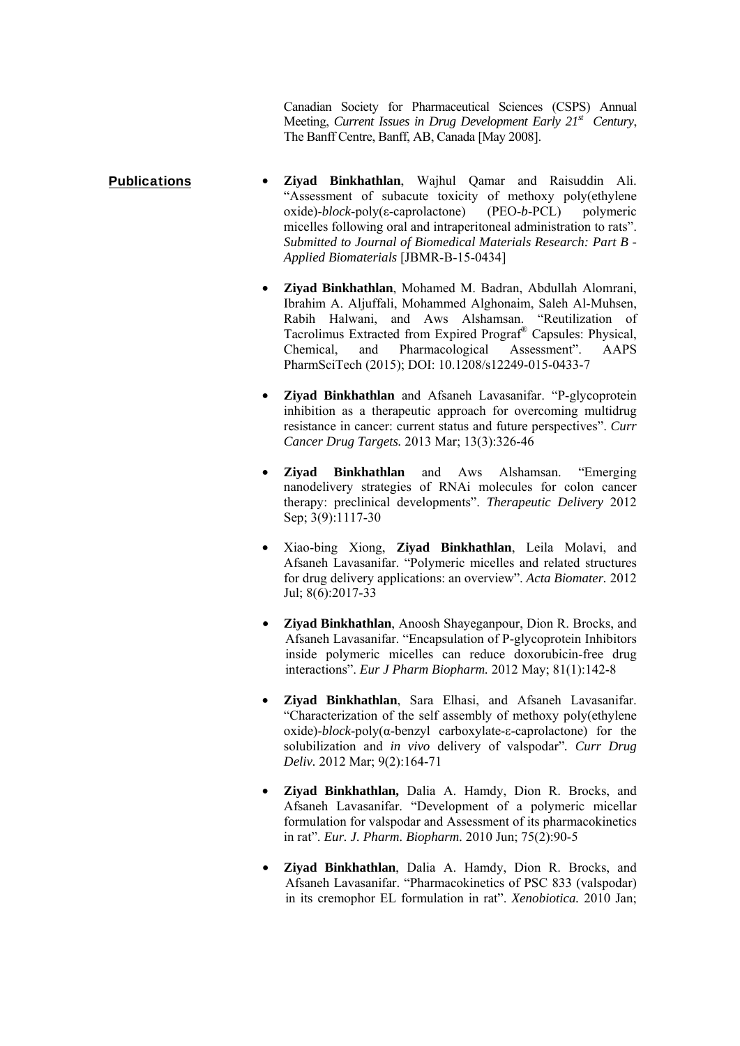Canadian Society for Pharmaceutical Sciences (CSPS) Annual Meeting, *Current Issues in Drug Development Early 21st Century*, The Banff Centre, Banff, AB, Canada [May 2008].

## Publications

- **Ziyad Binkhathlan**, Wajhul Qamar and Raisuddin Ali. "Assessment of subacute toxicity of methoxy poly(ethylene oxide)-*block*-poly(ε-caprolactone) (PEO-*b*-PCL) polymeric micelles following oral and intraperitoneal administration to rats". ***Submitted to Journal of Biomedical Materials Research: Part B - Applied Biomaterials*** [JBMR-B-15-0434]

- **Ziyad Binkhathlan**, Mohamed M. Badran, Abdullah Alomrani, Ibrahim A. Aljuffali, Mohammed Alghonaim, Saleh Al-Muhsen, Rabih Halwani, and Aws Alshamsan. "Reutilization of Tacrolimus Extracted from Expired Prograf® Capsules: Physical, Chemical, and Pharmacological Assessment". AAPS PharmSciTech (2015); DOI: 10.1208/s12249-015-0433-7

- **Ziyad Binkhathlan** and Afsaneh Lavasanifar. "P-glycoprotein inhibition as a therapeutic approach for overcoming multidrug resistance in cancer: current status and future perspectives". *Curr Cancer Drug Targets.* 2013 Mar; 13(3):326-46

- **Ziyad Binkhathlan** and Aws Alshamsan. "Emerging nanodelivery strategies of RNAi molecules for colon cancer therapy: preclinical developments". *Therapeutic Delivery* 2012 Sep; 3(9):1117-30

- Xiao-bing Xiong, **Ziyad Binkhathlan**, Leila Molavi, and Afsaneh Lavasanifar. "Polymeric micelles and related structures for drug delivery applications: an overview". *Acta Biomater.* 2012 Jul; 8(6):2017-33

- **Ziyad Binkhathlan**, Anoosh Shayeganpour, Dion R. Brocks, and Afsaneh Lavasanifar. "Encapsulation of P-glycoprotein Inhibitors inside polymeric micelles can reduce doxorubicin-free drug interactions". *Eur J Pharm Biopharm.* 2012 May; 81(1):142-8

- **Ziyad Binkhathlan**, Sara Elhasi, and Afsaneh Lavasanifar. "Characterization of the self assembly of methoxy poly(ethylene oxide)-*block*-poly(α-benzyl carboxylate-ε-caprolactone) for the solubilization and *in vivo* delivery of valspodar". *Curr Drug Deliv.* 2012 Mar; 9(2):164-71

- **Ziyad Binkhathlan,** Dalia A. Hamdy, Dion R. Brocks, and Afsaneh Lavasanifar. "Development of a polymeric micellar formulation for valspodar and Assessment of its pharmacokinetics in rat". *Eur. J. Pharm. Biopharm.* 2010 Jun; 75(2):90-5

- **Ziyad Binkhathlan**, Dalia A. Hamdy, Dion R. Brocks, and Afsaneh Lavasanifar. "Pharmacokinetics of PSC 833 (valspodar) in its cremophor EL formulation in rat". *Xenobiotica.* 2010 Jan;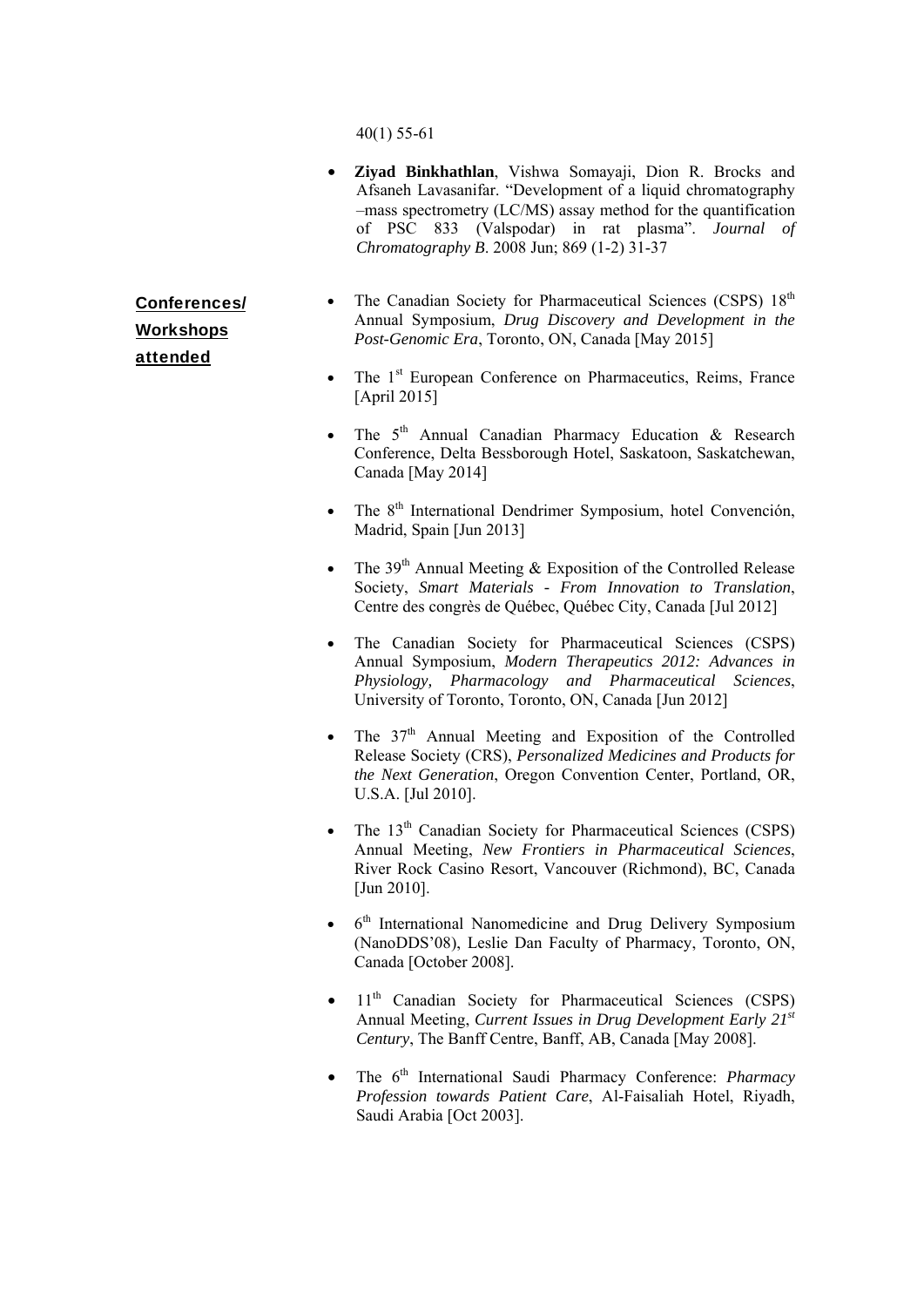40(1) 55-61

- **Ziyad Binkhathlan**, Vishwa Somayaji, Dion R. Brocks and Afsaneh Lavasanifar. "Development of a liquid chromatography –mass spectrometry (LC/MS) assay method for the quantification of PSC 833 (Valspodar) in rat plasma". *Journal of Chromatography B*. 2008 Jun; 869 (1-2) 31-37

## Conferences/ Workshops attended

- The Canadian Society for Pharmaceutical Sciences (CSPS) 18th Annual Symposium, *Drug Discovery and Development in the Post-Genomic Era*, Toronto, ON, Canada [May 2015]
- The 1st European Conference on Pharmaceutics, Reims, France [April 2015]
- The 5th Annual Canadian Pharmacy Education & Research Conference, Delta Bessborough Hotel, Saskatoon, Saskatchewan, Canada [May 2014]
- The 8th International Dendrimer Symposium, hotel Convención, Madrid, Spain [Jun 2013]
- The 39th Annual Meeting & Exposition of the Controlled Release Society, *Smart Materials - From Innovation to Translation*, Centre des congrès de Québec, Québec City, Canada [Jul 2012]
- The Canadian Society for Pharmaceutical Sciences (CSPS) Annual Symposium, *Modern Therapeutics 2012: Advances in Physiology, Pharmacology and Pharmaceutical Sciences*, University of Toronto, Toronto, ON, Canada [Jun 2012]
- The 37th Annual Meeting and Exposition of the Controlled Release Society (CRS), *Personalized Medicines and Products for the Next Generation*, Oregon Convention Center, Portland, OR, U.S.A. [Jul 2010].
- The 13th Canadian Society for Pharmaceutical Sciences (CSPS) Annual Meeting, *New Frontiers in Pharmaceutical Sciences*, River Rock Casino Resort, Vancouver (Richmond), BC, Canada [Jun 2010].
- 6th International Nanomedicine and Drug Delivery Symposium (NanoDDS'08), Leslie Dan Faculty of Pharmacy, Toronto, ON, Canada [October 2008].
- 11th Canadian Society for Pharmaceutical Sciences (CSPS) Annual Meeting, *Current Issues in Drug Development Early 21st Century*, The Banff Centre, Banff, AB, Canada [May 2008].
- The 6th International Saudi Pharmacy Conference: *Pharmacy Profession towards Patient Care*, Al-Faisaliah Hotel, Riyadh, Saudi Arabia [Oct 2003].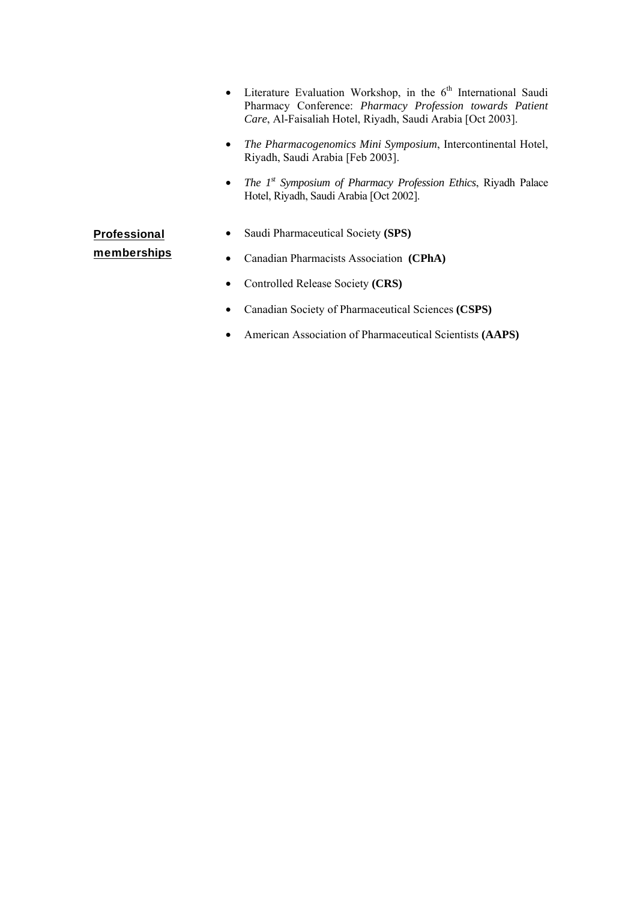- Literature Evaluation Workshop, in the 6th International Saudi Pharmacy Conference: *Pharmacy Profession towards Patient Care*, Al-Faisaliah Hotel, Riyadh, Saudi Arabia [Oct 2003].
- *The Pharmacogenomics Mini Symposium*, Intercontinental Hotel, Riyadh, Saudi Arabia [Feb 2003].
- *The 1st Symposium of Pharmacy Profession Ethics*, Riyadh Palace Hotel, Riyadh, Saudi Arabia [Oct 2002].

## Professional memberships

- Saudi Pharmaceutical Society **(SPS)**
- Canadian Pharmacists Association **(CPhA)**
- Controlled Release Society **(CRS)**
- Canadian Society of Pharmaceutical Sciences **(CSPS)**
- American Association of Pharmaceutical Scientists **(AAPS)**